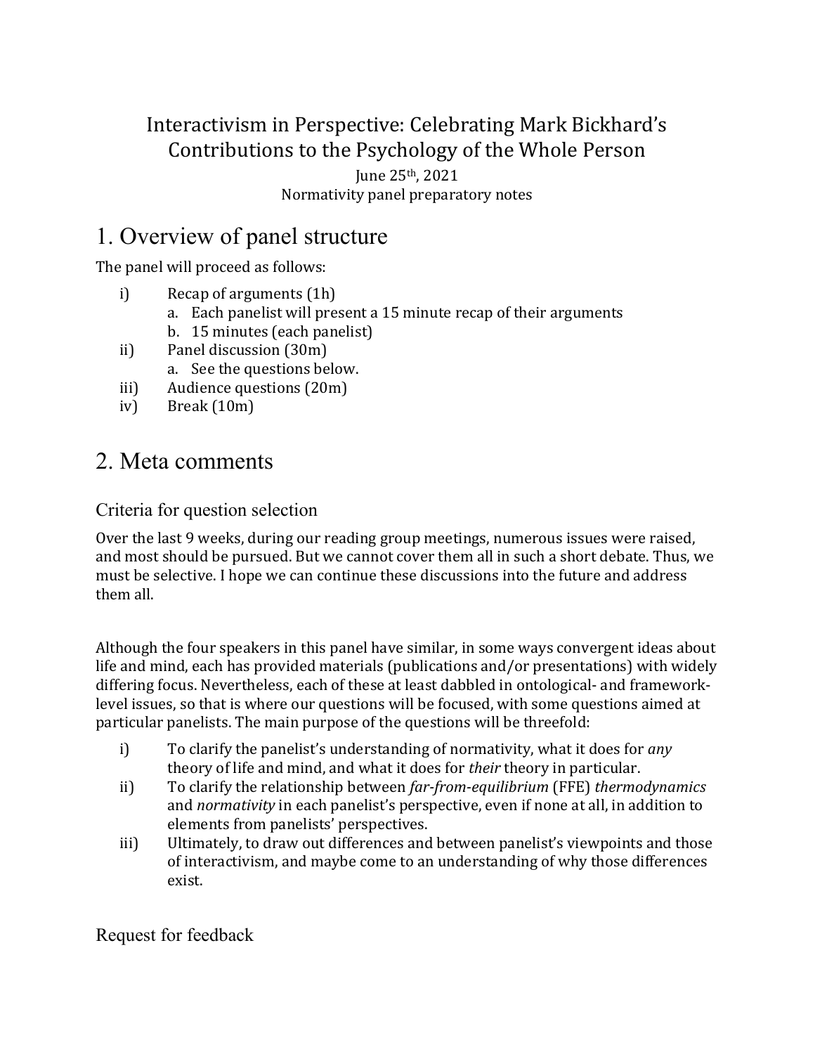Interactivism in Perspective: Celebrating Mark Bickhard's Contributions to the Psychology of the Whole Person

June 25th, 2021

Normativity panel preparatory notes

# 1. Overview of panel structure

The panel will proceed as follows:

i) Recap of arguments (1h)
   a. Each panelist will present a 15 minute recap of their arguments
   b. 15 minutes (each panelist)
ii) Panel discussion (30m)
   a. See the questions below.
iii) Audience questions (20m)
iv) Break (10m)

# 2. Meta comments

## Criteria for question selection

Over the last 9 weeks, during our reading group meetings, numerous issues were raised, and most should be pursued. But we cannot cover them all in such a short debate. Thus, we must be selective. I hope we can continue these discussions into the future and address them all.

Although the four speakers in this panel have similar, in some ways convergent ideas about life and mind, each has provided materials (publications and/or presentations) with widely differing focus. Nevertheless, each of these at least dabbled in ontological- and framework-level issues, so that is where our questions will be focused, with some questions aimed at particular panelists. The main purpose of the questions will be threefold:

i) To clarify the panelist's understanding of normativity, what it does for *any* theory of life and mind, and what it does for *their* theory in particular.
ii) To clarify the relationship between *far-from-equilibrium* (FFE) *thermodynamics* and *normativity* in each panelist's perspective, even if none at all, in addition to elements from panelists' perspectives.
iii) Ultimately, to draw out differences and between panelist's viewpoints and those of interactivism, and maybe come to an understanding of why those differences exist.

## Request for feedback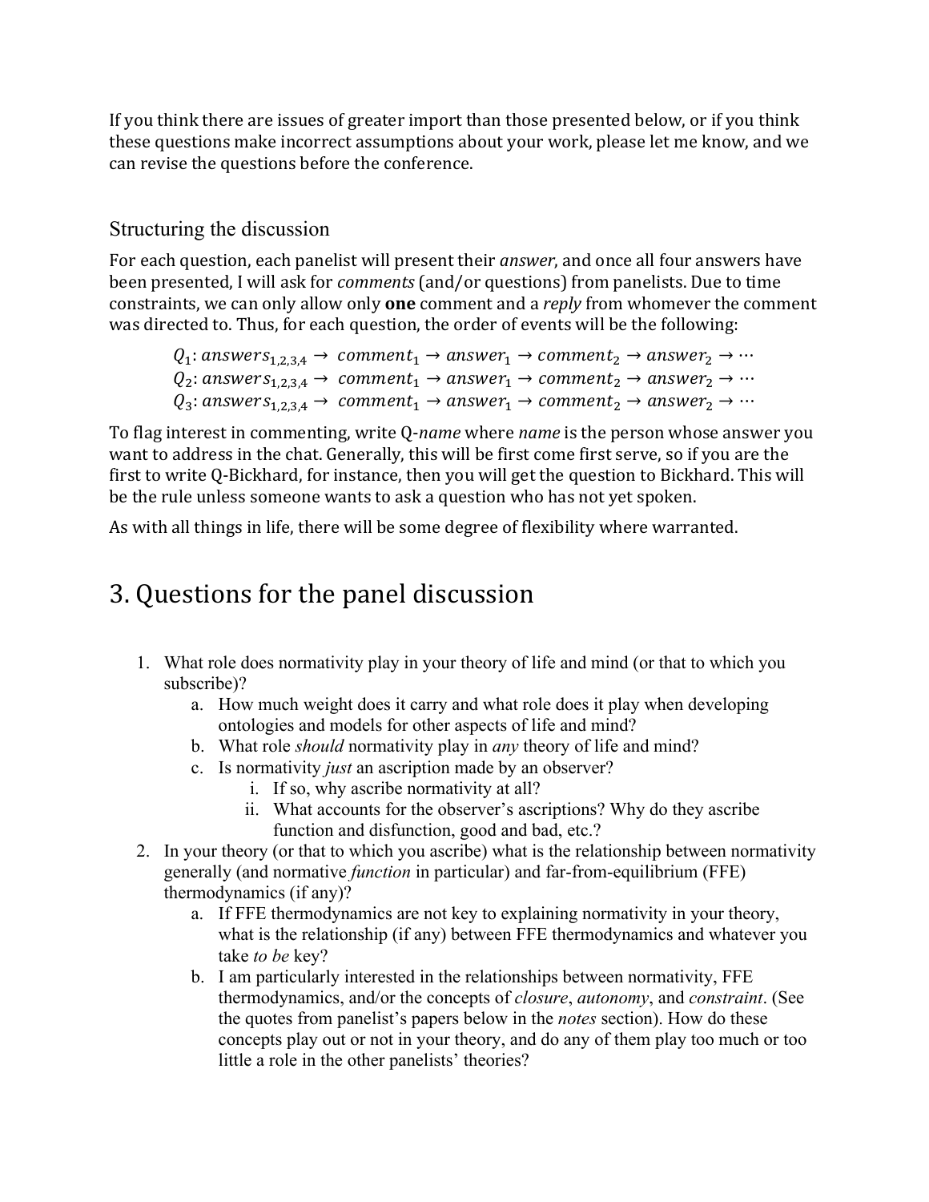If you think there are issues of greater import than those presented below, or if you think these questions make incorrect assumptions about your work, please let me know, and we can revise the questions before the conference.

### Structuring the discussion

For each question, each panelist will present their *answer*, and once all four answers have been presented, I will ask for *comments* (and/or questions) from panelists. Due to time constraints, we can only allow only **one** comment and a *reply* from whomever the comment was directed to. Thus, for each question, the order of events will be the following:

$$Q_1: answers_{1,2,3,4} \rightarrow \ comment_1 \rightarrow answer_1 \rightarrow comment_2 \rightarrow answer_2 \rightarrow \cdots$$
$$Q_2: answers_{1,2,3,4} \rightarrow \ comment_1 \rightarrow answer_1 \rightarrow comment_2 \rightarrow answer_2 \rightarrow \cdots$$
$$Q_3: answers_{1,2,3,4} \rightarrow \ comment_1 \rightarrow answer_1 \rightarrow comment_2 \rightarrow answer_2 \rightarrow \cdots$$

To flag interest in commenting, write Q-*name* where *name* is the person whose answer you want to address in the chat. Generally, this will be first come first serve, so if you are the first to write Q-Bickhard, for instance, then you will get the question to Bickhard. This will be the rule unless someone wants to ask a question who has not yet spoken.

As with all things in life, there will be some degree of flexibility where warranted.

## 3. Questions for the panel discussion

1. What role does normativity play in your theory of life and mind (or that to which you subscribe)?
   a. How much weight does it carry and what role does it play when developing ontologies and models for other aspects of life and mind?
   b. What role *should* normativity play in *any* theory of life and mind?
   c. Is normativity *just* an ascription made by an observer?
      i. If so, why ascribe normativity at all?
      ii. What accounts for the observer's ascriptions? Why do they ascribe function and disfunction, good and bad, etc.?
2. In your theory (or that to which you ascribe) what is the relationship between normativity generally (and normative *function* in particular) and far-from-equilibrium (FFE) thermodynamics (if any)?
   a. If FFE thermodynamics are not key to explaining normativity in your theory, what is the relationship (if any) between FFE thermodynamics and whatever you take *to be* key?
   b. I am particularly interested in the relationships between normativity, FFE thermodynamics, and/or the concepts of *closure*, *autonomy*, and *constraint*. (See the quotes from panelist's papers below in the *notes* section). How do these concepts play out or not in your theory, and do any of them play too much or too little a role in the other panelists' theories?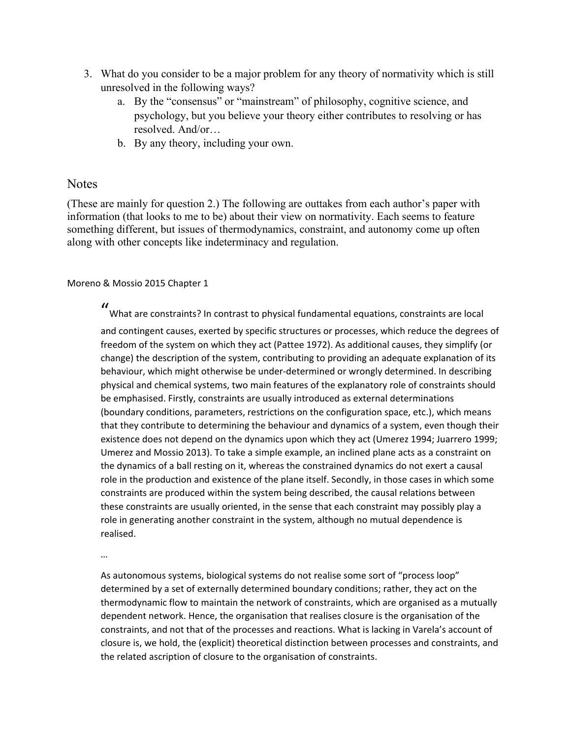3. What do you consider to be a major problem for any theory of normativity which is still unresolved in the following ways?
    a. By the "consensus" or "mainstream" of philosophy, cognitive science, and psychology, but you believe your theory either contributes to resolving or has resolved. And/or…
    b. By any theory, including your own.

## Notes

(These are mainly for question 2.) The following are outtakes from each author's paper with information (that looks to me to be) about their view on normativity. Each seems to feature something different, but issues of thermodynamics, constraint, and autonomy come up often along with other concepts like indeterminacy and regulation.

Moreno & Mossio 2015 Chapter 1

> "What are constraints? In contrast to physical fundamental equations, constraints are local and contingent causes, exerted by specific structures or processes, which reduce the degrees of freedom of the system on which they act (Pattee 1972). As additional causes, they simplify (or change) the description of the system, contributing to providing an adequate explanation of its behaviour, which might otherwise be under-determined or wrongly determined. In describing physical and chemical systems, two main features of the explanatory role of constraints should be emphasised. Firstly, constraints are usually introduced as external determinations (boundary conditions, parameters, restrictions on the configuration space, etc.), which means that they contribute to determining the behaviour and dynamics of a system, even though their existence does not depend on the dynamics upon which they act (Umerez 1994; Juarrero 1999; Umerez and Mossio 2013). To take a simple example, an inclined plane acts as a constraint on the dynamics of a ball resting on it, whereas the constrained dynamics do not exert a causal role in the production and existence of the plane itself. Secondly, in those cases in which some constraints are produced within the system being described, the causal relations between these constraints are usually oriented, in the sense that each constraint may possibly play a role in generating another constraint in the system, although no mutual dependence is realised.
>
> …
>
> As autonomous systems, biological systems do not realise some sort of "process loop" determined by a set of externally determined boundary conditions; rather, they act on the thermodynamic flow to maintain the network of constraints, which are organised as a mutually dependent network. Hence, the organisation that realises closure is the organisation of the constraints, and not that of the processes and reactions. What is lacking in Varela's account of closure is, we hold, the (explicit) theoretical distinction between processes and constraints, and the related ascription of closure to the organisation of constraints.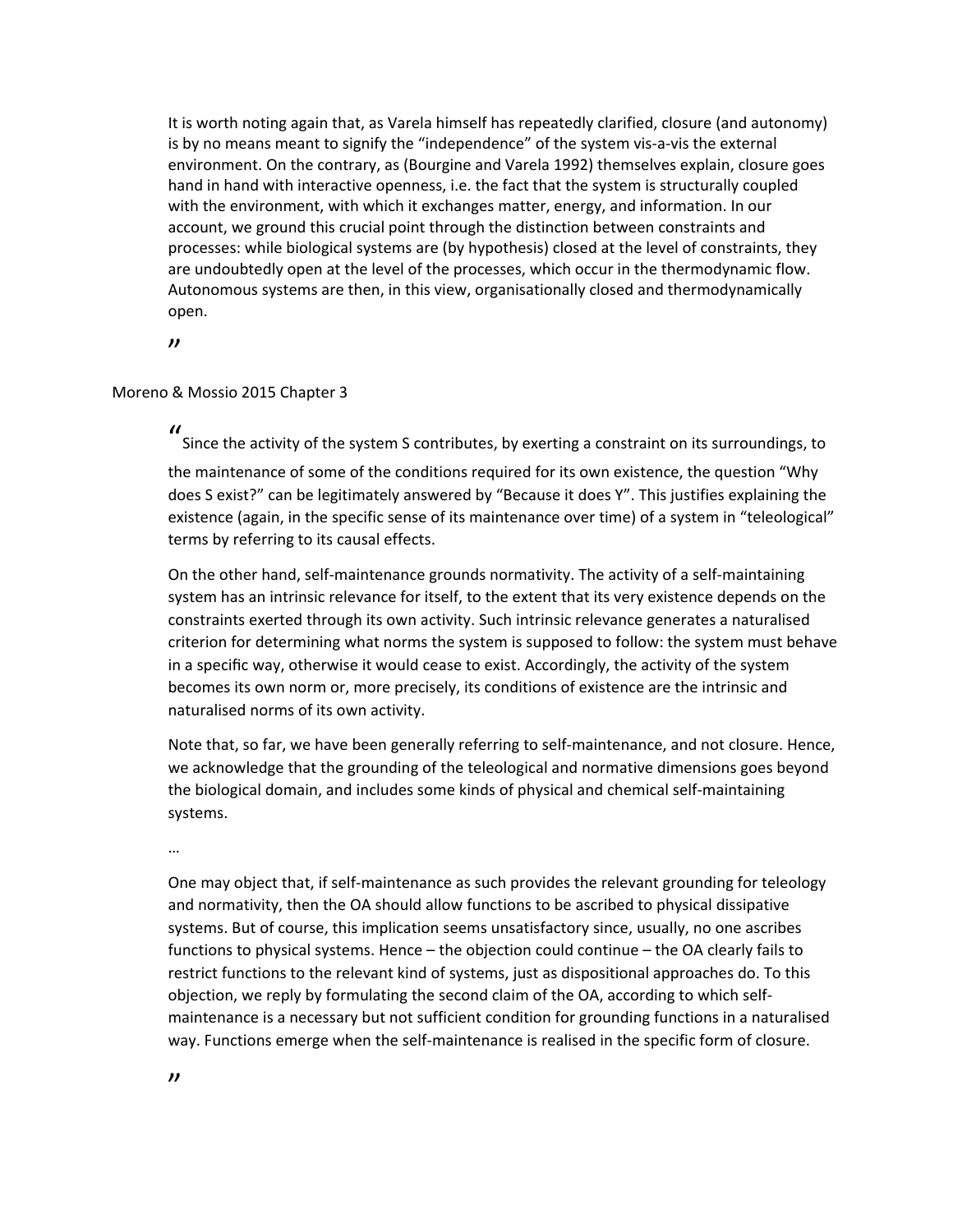It is worth noting again that, as Varela himself has repeatedly clarified, closure (and autonomy) is by no means meant to signify the "independence" of the system vis-a-vis the external environment. On the contrary, as (Bourgine and Varela 1992) themselves explain, closure goes hand in hand with interactive openness, i.e. the fact that the system is structurally coupled with the environment, with which it exchanges matter, energy, and information. In our account, we ground this crucial point through the distinction between constraints and processes: while biological systems are (by hypothesis) closed at the level of constraints, they are undoubtedly open at the level of the processes, which occur in the thermodynamic flow. Autonomous systems are then, in this view, organisationally closed and thermodynamically open.

"

Moreno & Mossio 2015 Chapter 3

" Since the activity of the system S contributes, by exerting a constraint on its surroundings, to the maintenance of some of the conditions required for its own existence, the question "Why does S exist?" can be legitimately answered by "Because it does Y". This justifies explaining the existence (again, in the specific sense of its maintenance over time) of a system in "teleological" terms by referring to its causal effects.

On the other hand, self-maintenance grounds normativity. The activity of a self-maintaining system has an intrinsic relevance for itself, to the extent that its very existence depends on the constraints exerted through its own activity. Such intrinsic relevance generates a naturalised criterion for determining what norms the system is supposed to follow: the system must behave in a specific way, otherwise it would cease to exist. Accordingly, the activity of the system becomes its own norm or, more precisely, its conditions of existence are the intrinsic and naturalised norms of its own activity.

Note that, so far, we have been generally referring to self-maintenance, and not closure. Hence, we acknowledge that the grounding of the teleological and normative dimensions goes beyond the biological domain, and includes some kinds of physical and chemical self-maintaining systems.

…

One may object that, if self-maintenance as such provides the relevant grounding for teleology and normativity, then the OA should allow functions to be ascribed to physical dissipative systems. But of course, this implication seems unsatisfactory since, usually, no one ascribes functions to physical systems. Hence – the objection could continue – the OA clearly fails to restrict functions to the relevant kind of systems, just as dispositional approaches do. To this objection, we reply by formulating the second claim of the OA, according to which self-maintenance is a necessary but not sufficient condition for grounding functions in a naturalised way. Functions emerge when the self-maintenance is realised in the specific form of closure.

"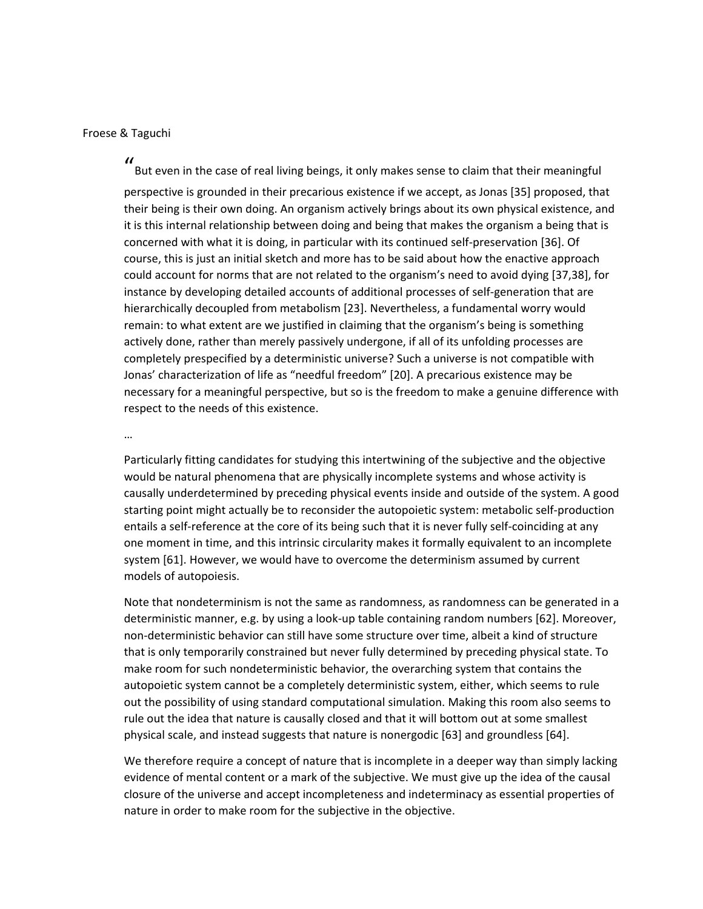Froese & Taguchi

> "But even in the case of real living beings, it only makes sense to claim that their meaningful perspective is grounded in their precarious existence if we accept, as Jonas [35] proposed, that their being is their own doing. An organism actively brings about its own physical existence, and it is this internal relationship between doing and being that makes the organism a being that is concerned with what it is doing, in particular with its continued self-preservation [36]. Of course, this is just an initial sketch and more has to be said about how the enactive approach could account for norms that are not related to the organism's need to avoid dying [37,38], for instance by developing detailed accounts of additional processes of self-generation that are hierarchically decoupled from metabolism [23]. Nevertheless, a fundamental worry would remain: to what extent are we justified in claiming that the organism's being is something actively done, rather than merely passively undergone, if all of its unfolding processes are completely prespecified by a deterministic universe? Such a universe is not compatible with Jonas' characterization of life as "needful freedom" [20]. A precarious existence may be necessary for a meaningful perspective, but so is the freedom to make a genuine difference with respect to the needs of this existence.
>
> …
>
> Particularly fitting candidates for studying this intertwining of the subjective and the objective would be natural phenomena that are physically incomplete systems and whose activity is causally underdetermined by preceding physical events inside and outside of the system. A good starting point might actually be to reconsider the autopoietic system: metabolic self-production entails a self-reference at the core of its being such that it is never fully self-coinciding at any one moment in time, and this intrinsic circularity makes it formally equivalent to an incomplete system [61]. However, we would have to overcome the determinism assumed by current models of autopoiesis.
>
> Note that nondeterminism is not the same as randomness, as randomness can be generated in a deterministic manner, e.g. by using a look-up table containing random numbers [62]. Moreover, non-deterministic behavior can still have some structure over time, albeit a kind of structure that is only temporarily constrained but never fully determined by preceding physical state. To make room for such nondeterministic behavior, the overarching system that contains the autopoietic system cannot be a completely deterministic system, either, which seems to rule out the possibility of using standard computational simulation. Making this room also seems to rule out the idea that nature is causally closed and that it will bottom out at some smallest physical scale, and instead suggests that nature is nonergodic [63] and groundless [64].
>
> We therefore require a concept of nature that is incomplete in a deeper way than simply lacking evidence of mental content or a mark of the subjective. We must give up the idea of the causal closure of the universe and accept incompleteness and indeterminacy as essential properties of nature in order to make room for the subjective in the objective.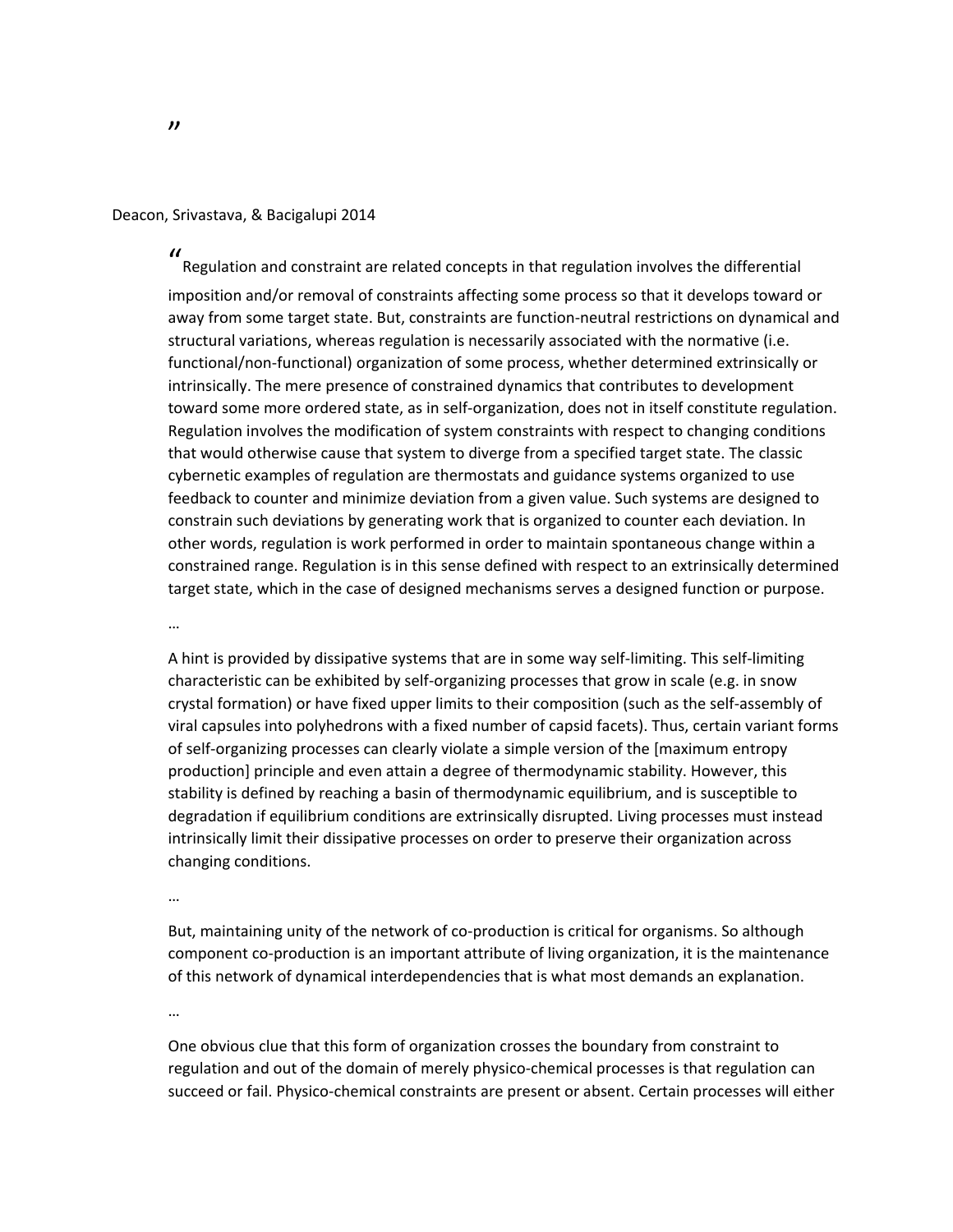”

Deacon, Srivastava, & Bacigalupi 2014

“Regulation and constraint are related concepts in that regulation involves the differential imposition and/or removal of constraints affecting some process so that it develops toward or away from some target state. But, constraints are function-neutral restrictions on dynamical and structural variations, whereas regulation is necessarily associated with the normative (i.e. functional/non-functional) organization of some process, whether determined extrinsically or intrinsically. The mere presence of constrained dynamics that contributes to development toward some more ordered state, as in self-organization, does not in itself constitute regulation. Regulation involves the modification of system constraints with respect to changing conditions that would otherwise cause that system to diverge from a specified target state. The classic cybernetic examples of regulation are thermostats and guidance systems organized to use feedback to counter and minimize deviation from a given value. Such systems are designed to constrain such deviations by generating work that is organized to counter each deviation. In other words, regulation is work performed in order to maintain spontaneous change within a constrained range. Regulation is in this sense defined with respect to an extrinsically determined target state, which in the case of designed mechanisms serves a designed function or purpose.

…

A hint is provided by dissipative systems that are in some way self-limiting. This self-limiting characteristic can be exhibited by self-organizing processes that grow in scale (e.g. in snow crystal formation) or have fixed upper limits to their composition (such as the self-assembly of viral capsules into polyhedrons with a fixed number of capsid facets). Thus, certain variant forms of self-organizing processes can clearly violate a simple version of the [maximum entropy production] principle and even attain a degree of thermodynamic stability. However, this stability is defined by reaching a basin of thermodynamic equilibrium, and is susceptible to degradation if equilibrium conditions are extrinsically disrupted. Living processes must instead intrinsically limit their dissipative processes on order to preserve their organization across changing conditions.

…

But, maintaining unity of the network of co-production is critical for organisms. So although component co-production is an important attribute of living organization, it is the maintenance of this network of dynamical interdependencies that is what most demands an explanation.

…

One obvious clue that this form of organization crosses the boundary from constraint to regulation and out of the domain of merely physico-chemical processes is that regulation can succeed or fail. Physico-chemical constraints are present or absent. Certain processes will either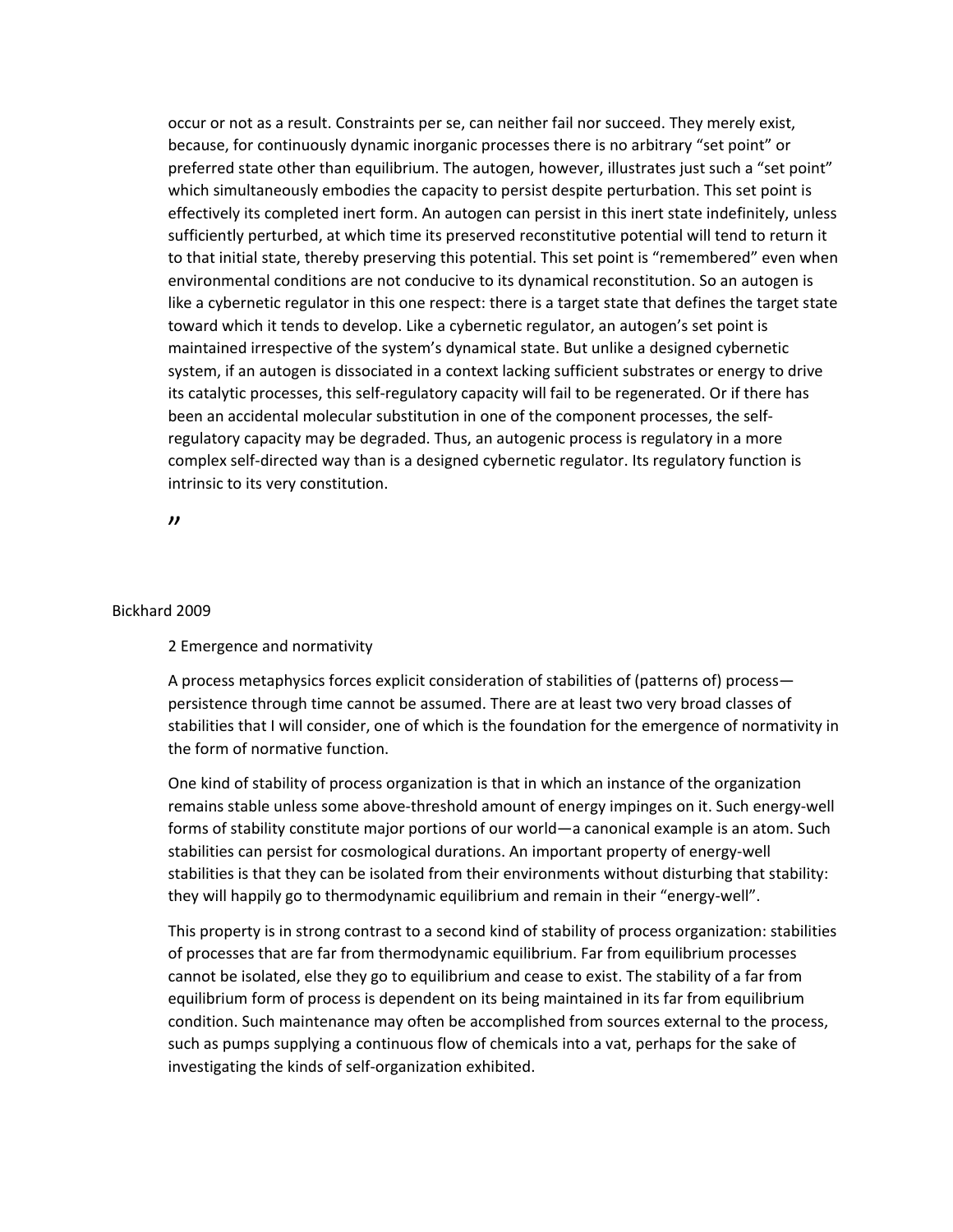occur or not as a result. Constraints per se, can neither fail nor succeed. They merely exist, because, for continuously dynamic inorganic processes there is no arbitrary "set point" or preferred state other than equilibrium. The autogen, however, illustrates just such a "set point" which simultaneously embodies the capacity to persist despite perturbation. This set point is effectively its completed inert form. An autogen can persist in this inert state indefinitely, unless sufficiently perturbed, at which time its preserved reconstitutive potential will tend to return it to that initial state, thereby preserving this potential. This set point is "remembered" even when environmental conditions are not conducive to its dynamical reconstitution. So an autogen is like a cybernetic regulator in this one respect: there is a target state that defines the target state toward which it tends to develop. Like a cybernetic regulator, an autogen's set point is maintained irrespective of the system's dynamical state. But unlike a designed cybernetic system, if an autogen is dissociated in a context lacking sufficient substrates or energy to drive its catalytic processes, this self-regulatory capacity will fail to be regenerated. Or if there has been an accidental molecular substitution in one of the component processes, the self-regulatory capacity may be degraded. Thus, an autogenic process is regulatory in a more complex self-directed way than is a designed cybernetic regulator. Its regulatory function is intrinsic to its very constitution.

"

Bickhard 2009

2 Emergence and normativity

A process metaphysics forces explicit consideration of stabilities of (patterns of) process—persistence through time cannot be assumed. There are at least two very broad classes of stabilities that I will consider, one of which is the foundation for the emergence of normativity in the form of normative function.

One kind of stability of process organization is that in which an instance of the organization remains stable unless some above-threshold amount of energy impinges on it. Such energy-well forms of stability constitute major portions of our world—a canonical example is an atom. Such stabilities can persist for cosmological durations. An important property of energy-well stabilities is that they can be isolated from their environments without disturbing that stability: they will happily go to thermodynamic equilibrium and remain in their "energy-well".

This property is in strong contrast to a second kind of stability of process organization: stabilities of processes that are far from thermodynamic equilibrium. Far from equilibrium processes cannot be isolated, else they go to equilibrium and cease to exist. The stability of a far from equilibrium form of process is dependent on its being maintained in its far from equilibrium condition. Such maintenance may often be accomplished from sources external to the process, such as pumps supplying a continuous flow of chemicals into a vat, perhaps for the sake of investigating the kinds of self-organization exhibited.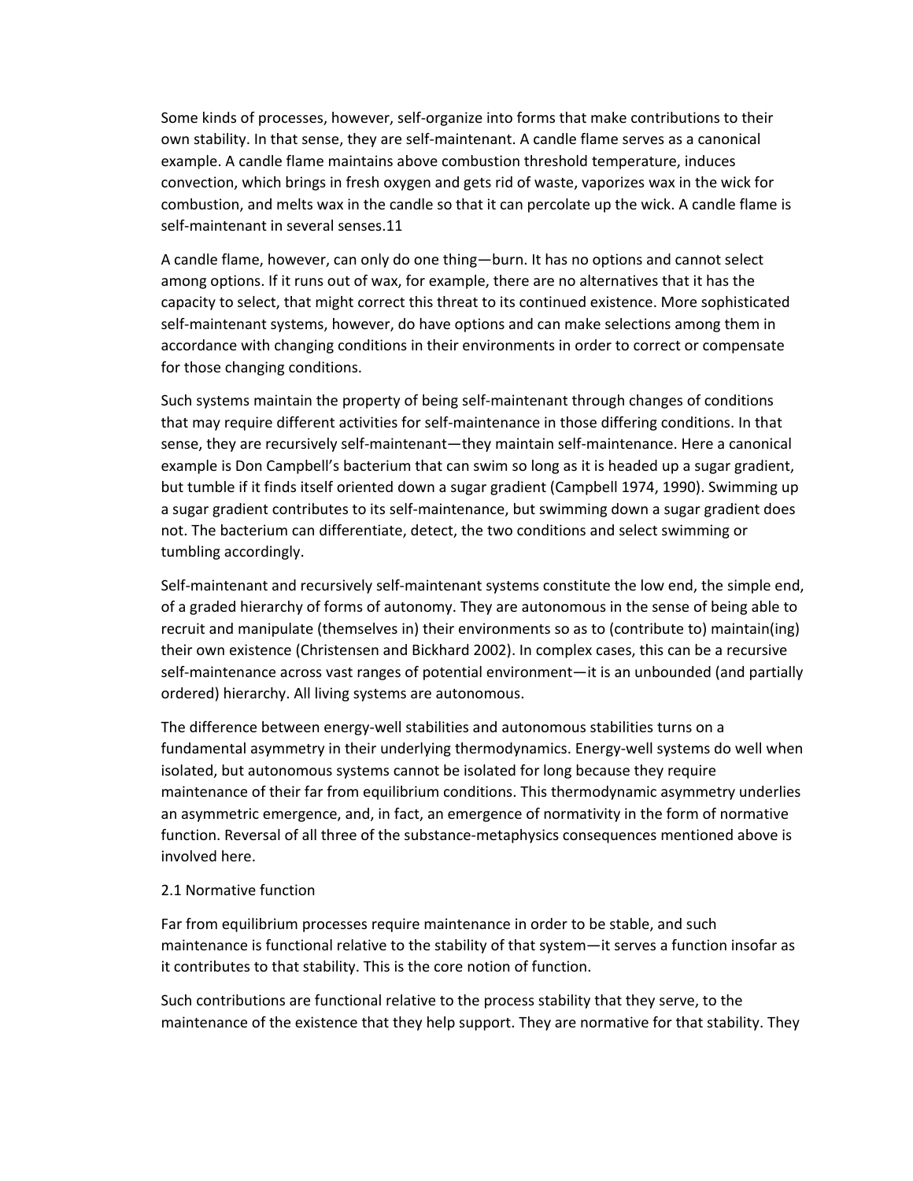Some kinds of processes, however, self-organize into forms that make contributions to their own stability. In that sense, they are self-maintenant. A candle flame serves as a canonical example. A candle flame maintains above combustion threshold temperature, induces convection, which brings in fresh oxygen and gets rid of waste, vaporizes wax in the wick for combustion, and melts wax in the candle so that it can percolate up the wick. A candle flame is self-maintenant in several senses.[11]

A candle flame, however, can only do one thing—burn. It has no options and cannot select among options. If it runs out of wax, for example, there are no alternatives that it has the capacity to select, that might correct this threat to its continued existence. More sophisticated self-maintenant systems, however, do have options and can make selections among them in accordance with changing conditions in their environments in order to correct or compensate for those changing conditions.

Such systems maintain the property of being self-maintenant through changes of conditions that may require different activities for self-maintenance in those differing conditions. In that sense, they are recursively self-maintenant—they maintain self-maintenance. Here a canonical example is Don Campbell's bacterium that can swim so long as it is headed up a sugar gradient, but tumble if it finds itself oriented down a sugar gradient (Campbell 1974, 1990). Swimming up a sugar gradient contributes to its self-maintenance, but swimming down a sugar gradient does not. The bacterium can differentiate, detect, the two conditions and select swimming or tumbling accordingly.

Self-maintenant and recursively self-maintenant systems constitute the low end, the simple end, of a graded hierarchy of forms of autonomy. They are autonomous in the sense of being able to recruit and manipulate (themselves in) their environments so as to (contribute to) maintain(ing) their own existence (Christensen and Bickhard 2002). In complex cases, this can be a recursive self-maintenance across vast ranges of potential environment—it is an unbounded (and partially ordered) hierarchy. All living systems are autonomous.

The difference between energy-well stabilities and autonomous stabilities turns on a fundamental asymmetry in their underlying thermodynamics. Energy-well systems do well when isolated, but autonomous systems cannot be isolated for long because they require maintenance of their far from equilibrium conditions. This thermodynamic asymmetry underlies an asymmetric emergence, and, in fact, an emergence of normativity in the form of normative function. Reversal of all three of the substance-metaphysics consequences mentioned above is involved here.

2.1 Normative function

Far from equilibrium processes require maintenance in order to be stable, and such maintenance is functional relative to the stability of that system—it serves a function insofar as it contributes to that stability. This is the core notion of function.

Such contributions are functional relative to the process stability that they serve, to the maintenance of the existence that they help support. They are normative for that stability. They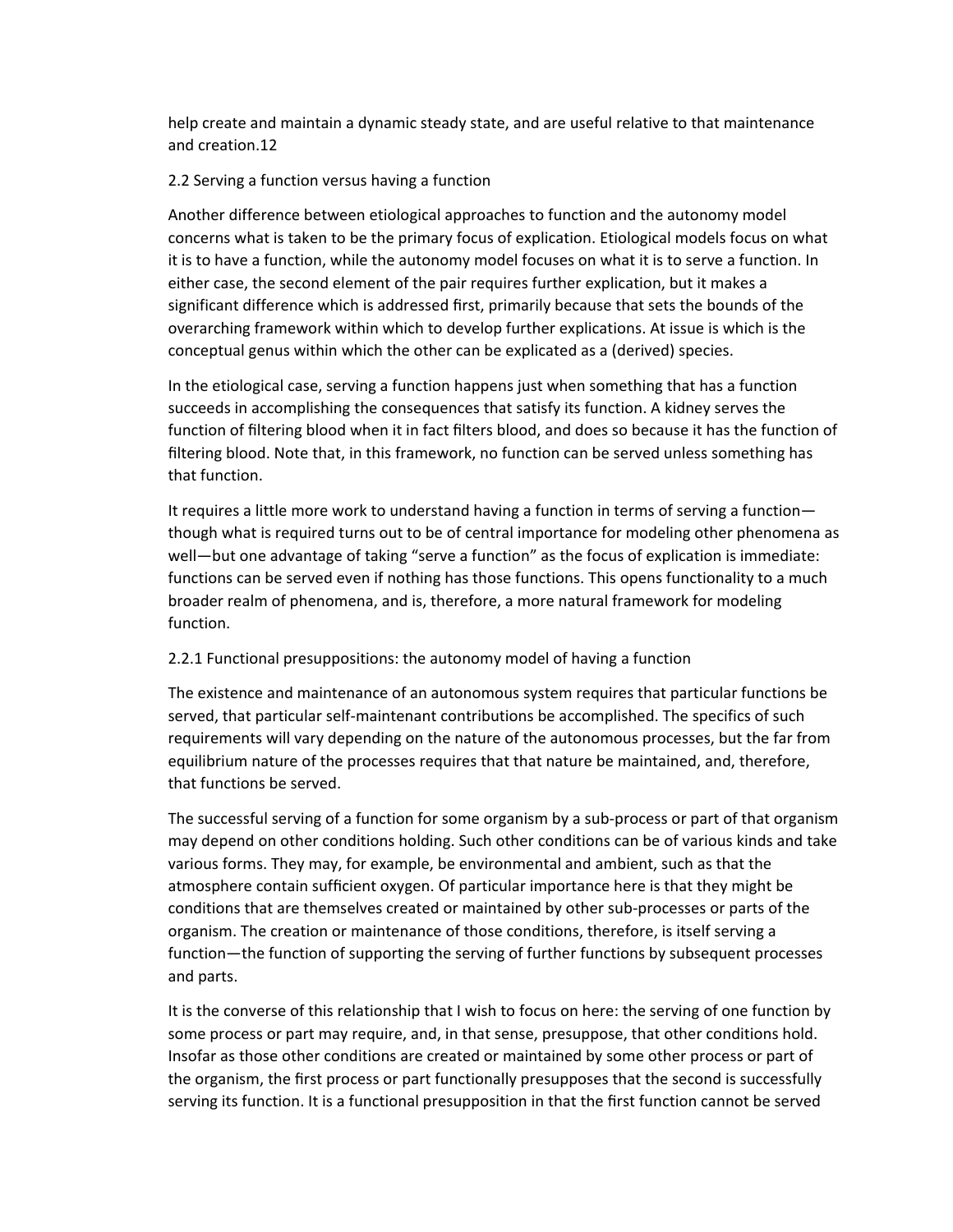help create and maintain a dynamic steady state, and are useful relative to that maintenance and creation.[12]

## 2.2 Serving a function versus having a function

Another difference between etiological approaches to function and the autonomy model concerns what is taken to be the primary focus of explication. Etiological models focus on what it is to have a function, while the autonomy model focuses on what it is to serve a function. In either case, the second element of the pair requires further explication, but it makes a significant difference which is addressed first, primarily because that sets the bounds of the overarching framework within which to develop further explications. At issue is which is the conceptual genus within which the other can be explicated as a (derived) species.

In the etiological case, serving a function happens just when something that has a function succeeds in accomplishing the consequences that satisfy its function. A kidney serves the function of filtering blood when it in fact filters blood, and does so because it has the function of filtering blood. Note that, in this framework, no function can be served unless something has that function.

It requires a little more work to understand having a function in terms of serving a function—though what is required turns out to be of central importance for modeling other phenomena as well—but one advantage of taking "serve a function" as the focus of explication is immediate: functions can be served even if nothing has those functions. This opens functionality to a much broader realm of phenomena, and is, therefore, a more natural framework for modeling function.

### 2.2.1 Functional presuppositions: the autonomy model of having a function

The existence and maintenance of an autonomous system requires that particular functions be served, that particular self-maintenant contributions be accomplished. The specifics of such requirements will vary depending on the nature of the autonomous processes, but the far from equilibrium nature of the processes requires that that nature be maintained, and, therefore, that functions be served.

The successful serving of a function for some organism by a sub-process or part of that organism may depend on other conditions holding. Such other conditions can be of various kinds and take various forms. They may, for example, be environmental and ambient, such as that the atmosphere contain sufficient oxygen. Of particular importance here is that they might be conditions that are themselves created or maintained by other sub-processes or parts of the organism. The creation or maintenance of those conditions, therefore, is itself serving a function—the function of supporting the serving of further functions by subsequent processes and parts.

It is the converse of this relationship that I wish to focus on here: the serving of one function by some process or part may require, and, in that sense, presuppose, that other conditions hold. Insofar as those other conditions are created or maintained by some other process or part of the organism, the first process or part functionally presupposes that the second is successfully serving its function. It is a functional presupposition in that the first function cannot be served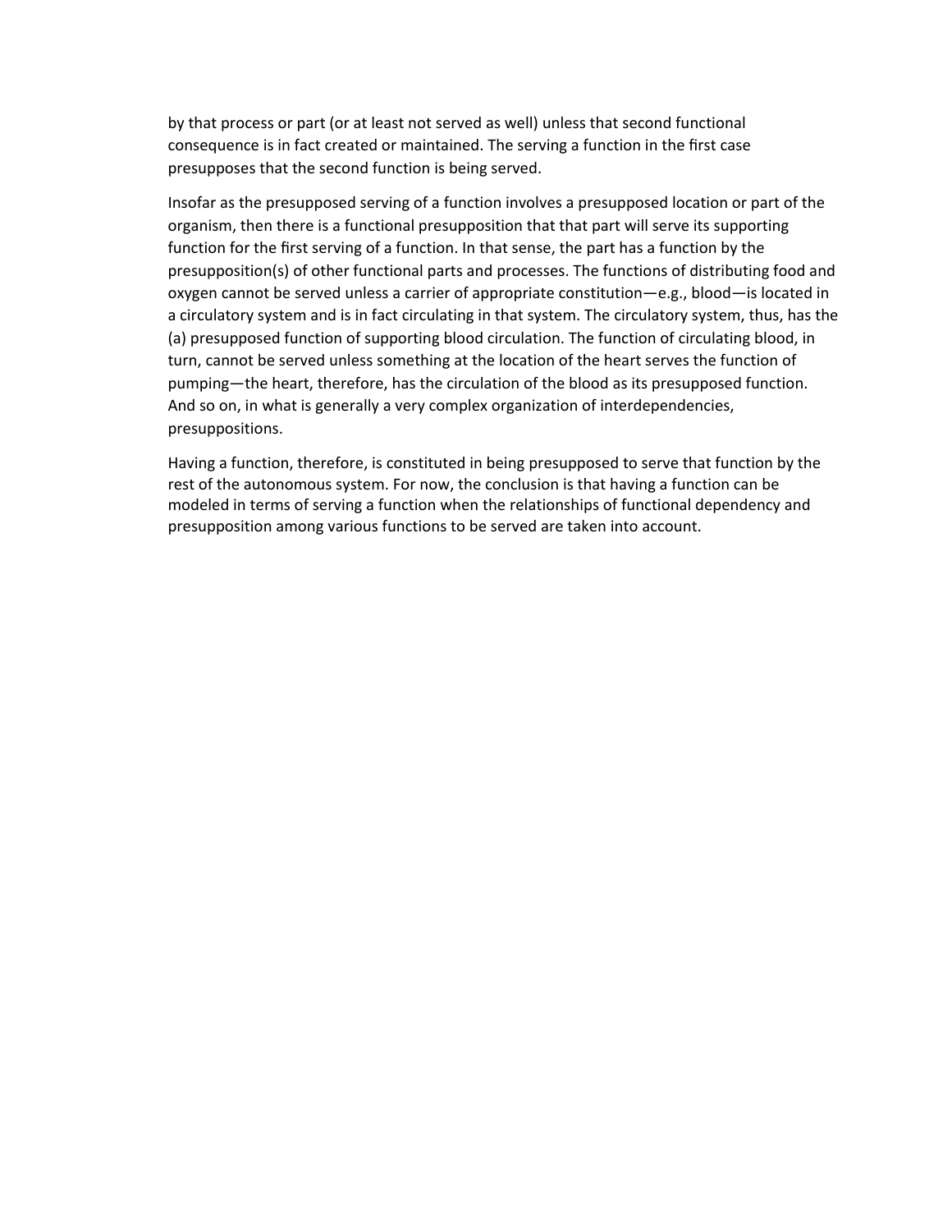by that process or part (or at least not served as well) unless that second functional consequence is in fact created or maintained. The serving a function in the first case presupposes that the second function is being served.

Insofar as the presupposed serving of a function involves a presupposed location or part of the organism, then there is a functional presupposition that that part will serve its supporting function for the first serving of a function. In that sense, the part has a function by the presupposition(s) of other functional parts and processes. The functions of distributing food and oxygen cannot be served unless a carrier of appropriate constitution—e.g., blood—is located in a circulatory system and is in fact circulating in that system. The circulatory system, thus, has the (a) presupposed function of supporting blood circulation. The function of circulating blood, in turn, cannot be served unless something at the location of the heart serves the function of pumping—the heart, therefore, has the circulation of the blood as its presupposed function. And so on, in what is generally a very complex organization of interdependencies, presuppositions.

Having a function, therefore, is constituted in being presupposed to serve that function by the rest of the autonomous system. For now, the conclusion is that having a function can be modeled in terms of serving a function when the relationships of functional dependency and presupposition among various functions to be served are taken into account.